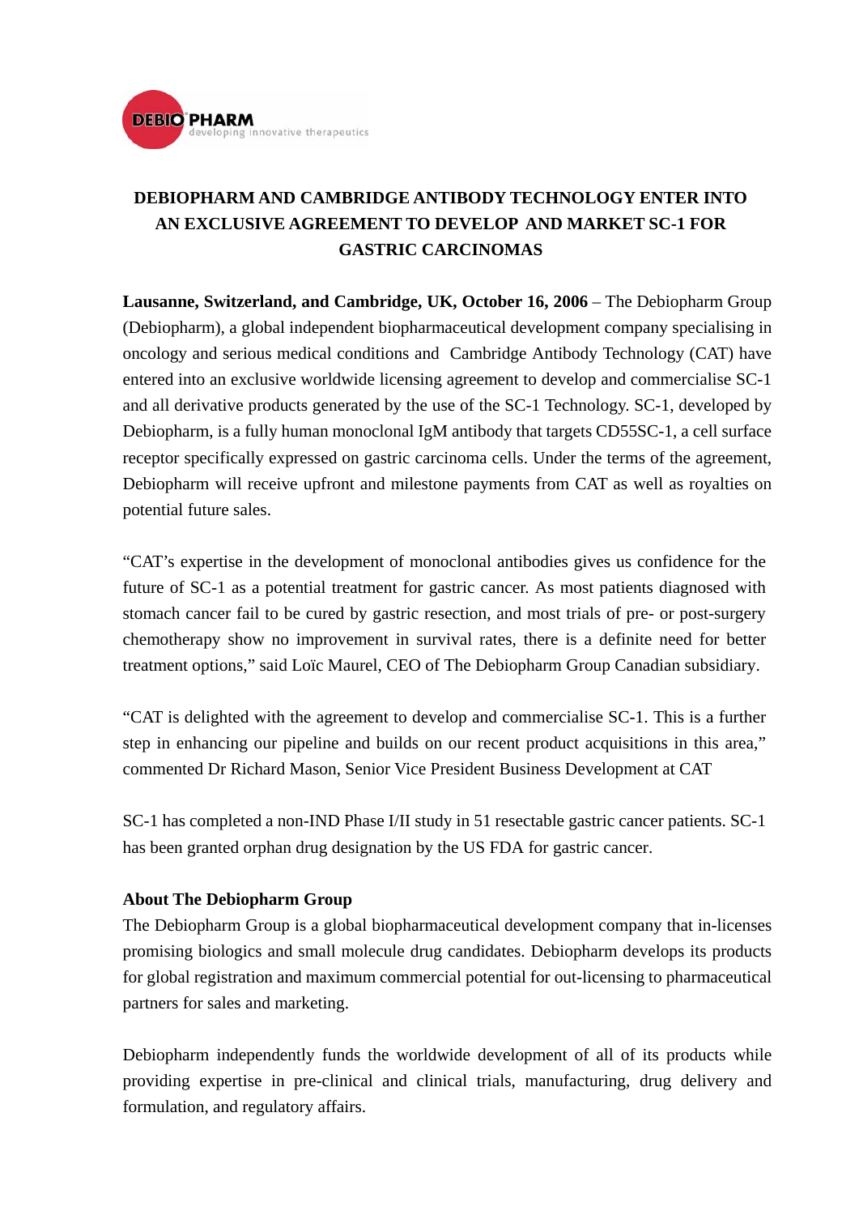DEBIO PHARM
developing innovative therapeutics

# DEBIOPHARM AND CAMBRIDGE ANTIBODY TECHNOLOGY ENTER INTO AN EXCLUSIVE AGREEMENT TO DEVELOP AND MARKET SC-1 FOR GASTRIC CARCINOMAS

**Lausanne, Switzerland, and Cambridge, UK, October 16, 2006** – The Debiopharm Group (Debiopharm), a global independent biopharmaceutical development company specialising in oncology and serious medical conditions and Cambridge Antibody Technology (CAT) have entered into an exclusive worldwide licensing agreement to develop and commercialise SC-1 and all derivative products generated by the use of the SC-1 Technology. SC-1, developed by Debiopharm, is a fully human monoclonal IgM antibody that targets CD55SC-1, a cell surface receptor specifically expressed on gastric carcinoma cells. Under the terms of the agreement, Debiopharm will receive upfront and milestone payments from CAT as well as royalties on potential future sales.

"CAT's expertise in the development of monoclonal antibodies gives us confidence for the future of SC-1 as a potential treatment for gastric cancer. As most patients diagnosed with stomach cancer fail to be cured by gastric resection, and most trials of pre- or post-surgery chemotherapy show no improvement in survival rates, there is a definite need for better treatment options," said Loïc Maurel, CEO of The Debiopharm Group Canadian subsidiary.

"CAT is delighted with the agreement to develop and commercialise SC-1. This is a further step in enhancing our pipeline and builds on our recent product acquisitions in this area," commented Dr Richard Mason, Senior Vice President Business Development at CAT

SC-1 has completed a non-IND Phase I/II study in 51 resectable gastric cancer patients. SC-1 has been granted orphan drug designation by the US FDA for gastric cancer.

**About The Debiopharm Group**

The Debiopharm Group is a global biopharmaceutical development company that in-licenses promising biologics and small molecule drug candidates. Debiopharm develops its products for global registration and maximum commercial potential for out-licensing to pharmaceutical partners for sales and marketing.

Debiopharm independently funds the worldwide development of all of its products while providing expertise in pre-clinical and clinical trials, manufacturing, drug delivery and formulation, and regulatory affairs.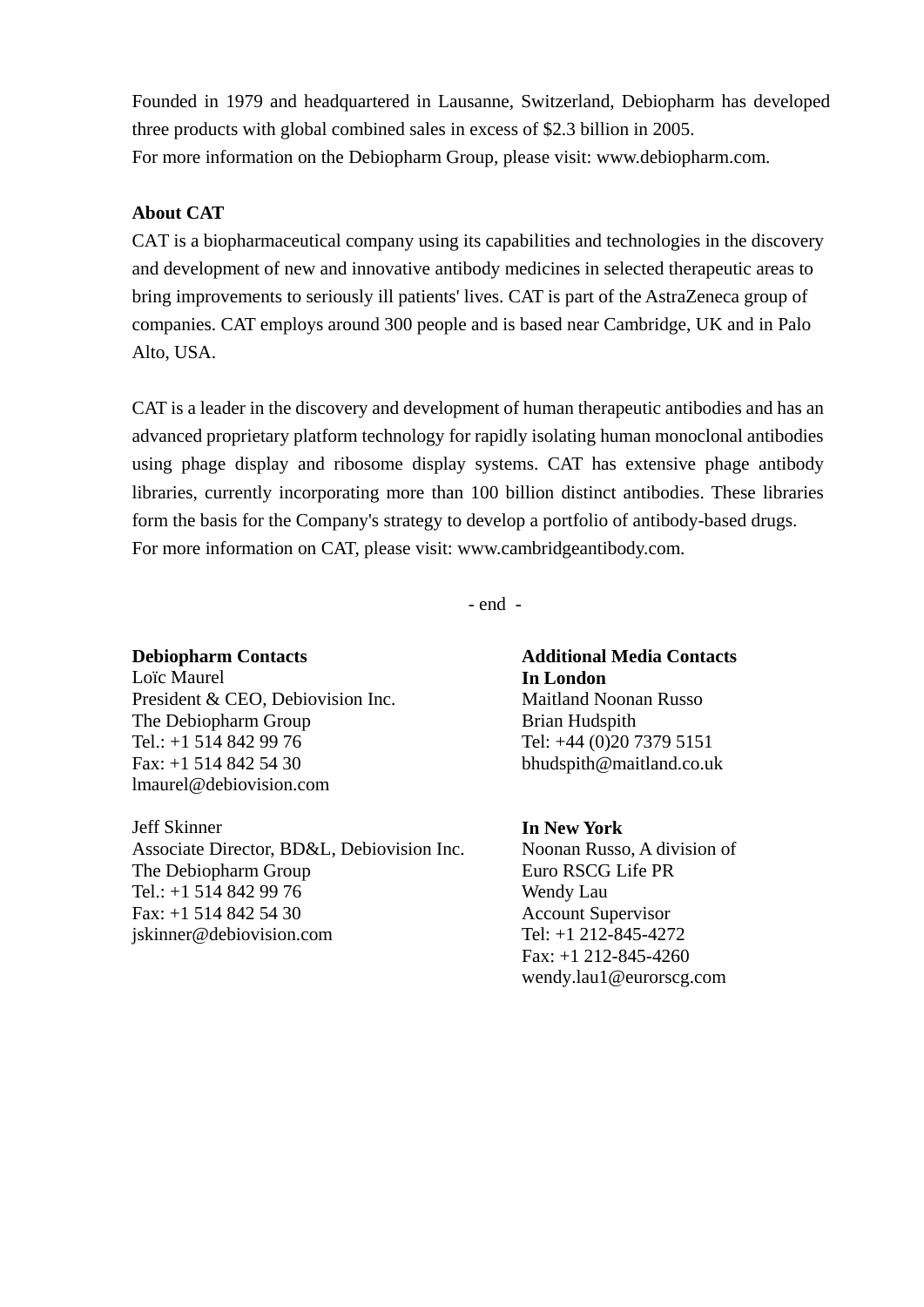Founded in 1979 and headquartered in Lausanne, Switzerland, Debiopharm has developed three products with global combined sales in excess of $2.3 billion in 2005.
For more information on the Debiopharm Group, please visit: www.debiopharm.com.

**About CAT**

CAT is a biopharmaceutical company using its capabilities and technologies in the discovery and development of new and innovative antibody medicines in selected therapeutic areas to bring improvements to seriously ill patients' lives. CAT is part of the AstraZeneca group of companies. CAT employs around 300 people and is based near Cambridge, UK and in Palo Alto, USA.

CAT is a leader in the discovery and development of human therapeutic antibodies and has an advanced proprietary platform technology for rapidly isolating human monoclonal antibodies using phage display and ribosome display systems. CAT has extensive phage antibody libraries, currently incorporating more than 100 billion distinct antibodies. These libraries form the basis for the Company's strategy to develop a portfolio of antibody-based drugs.
For more information on CAT, please visit: www.cambridgeantibody.com.

- end -

**Debiopharm Contacts**

Loïc Maurel
President & CEO, Debiovision Inc.
The Debiopharm Group
Tel.: +1 514 842 99 76
Fax: +1 514 842 54 30
lmaurel@debiovision.com

Jeff Skinner
Associate Director, BD&L, Debiovision Inc.
The Debiopharm Group
Tel.: +1 514 842 99 76
Fax: +1 514 842 54 30
jskinner@debiovision.com

**Additional Media Contacts**

**In London**

Maitland Noonan Russo
Brian Hudspith
Tel: +44 (0)20 7379 5151
bhudspith@maitland.co.uk

**In New York**

Noonan Russo, A division of
Euro RSCG Life PR
Wendy Lau
Account Supervisor
Tel: +1 212-845-4272
Fax: +1 212-845-4260
wendy.lau1@eurorscg.com